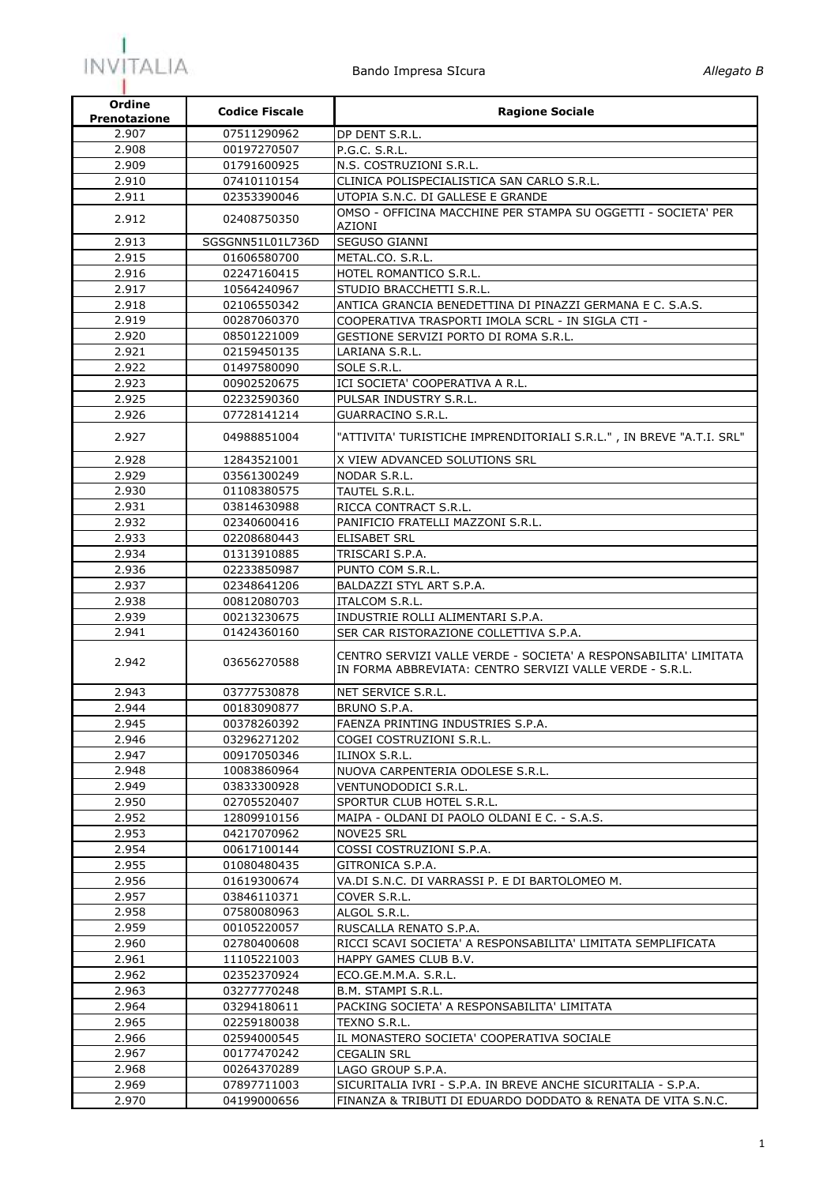| Ordine Prenotazione | Codice Fiscale | Ragione Sociale |
|---|---|---|
| 2.907 | 07511290962 | DP DENT S.R.L. |
| 2.908 | 00197270507 | P.G.C. S.R.L. |
| 2.909 | 01791600925 | N.S. COSTRUZIONI S.R.L. |
| 2.910 | 07410110154 | CLINICA POLISPECIALISTICA SAN CARLO S.R.L. |
| 2.911 | 02353390046 | UTOPIA S.N.C. DI GALLESE E GRANDE |
| 2.912 | 02408750350 | OMSO - OFFICINA MACCHINE PER STAMPA SU OGGETTI - SOCIETA' PER AZIONI |
| 2.913 | SGSGNN51L01L736D | SEGUSO GIANNI |
| 2.915 | 01606580700 | METAL.CO. S.R.L. |
| 2.916 | 02247160415 | HOTEL ROMANTICO S.R.L. |
| 2.917 | 10564240967 | STUDIO BRACCHETTI S.R.L. |
| 2.918 | 02106550342 | ANTICA GRANCIA BENEDETTINA DI PINAZZI GERMANA E C. S.A.S. |
| 2.919 | 00287060370 | COOPERATIVA TRASPORTI IMOLA SCRL - IN SIGLA CTI - |
| 2.920 | 08501221009 | GESTIONE SERVIZI PORTO DI ROMA S.R.L. |
| 2.921 | 02159450135 | LARIANA S.R.L. |
| 2.922 | 01497580090 | SOLE S.R.L. |
| 2.923 | 00902520675 | ICI SOCIETA' COOPERATIVA A R.L. |
| 2.925 | 02232590360 | PULSAR INDUSTRY S.R.L. |
| 2.926 | 07728141214 | GUARRACINO S.R.L. |
| 2.927 | 04988851004 | "ATTIVITA' TURISTICHE IMPRENDITORIALI S.R.L." , IN BREVE "A.T.I. SRL" |
| 2.928 | 12843521001 | X VIEW ADVANCED SOLUTIONS SRL |
| 2.929 | 03561300249 | NODAR S.R.L. |
| 2.930 | 01108380575 | TAUTEL S.R.L. |
| 2.931 | 03814630988 | RICCA CONTRACT S.R.L. |
| 2.932 | 02340600416 | PANIFICIO FRATELLI MAZZONI S.R.L. |
| 2.933 | 02208680443 | ELISABET SRL |
| 2.934 | 01313910885 | TRISCARI S.P.A. |
| 2.936 | 02233850987 | PUNTO COM S.R.L. |
| 2.937 | 02348641206 | BALDAZZI STYL ART S.P.A. |
| 2.938 | 00812080703 | ITALCOM S.R.L. |
| 2.939 | 00213230675 | INDUSTRIE ROLLI ALIMENTARI S.P.A. |
| 2.941 | 01424360160 | SER CAR RISTORAZIONE COLLETTIVA S.P.A. |
| 2.942 | 03656270588 | CENTRO SERVIZI VALLE VERDE - SOCIETA' A RESPONSABILITA' LIMITATA IN FORMA ABBREVIATA: CENTRO SERVIZI VALLE VERDE - S.R.L. |
| 2.943 | 03777530878 | NET SERVICE S.R.L. |
| 2.944 | 00183090877 | BRUNO S.P.A. |
| 2.945 | 00378260392 | FAENZA PRINTING INDUSTRIES S.P.A. |
| 2.946 | 03296271202 | COGEI COSTRUZIONI S.R.L. |
| 2.947 | 00917050346 | ILINOX S.R.L. |
| 2.948 | 10083860964 | NUOVA CARPENTERIA ODOLESE S.R.L. |
| 2.949 | 03833300928 | VENTUNODODICI S.R.L. |
| 2.950 | 02705520407 | SPORTUR CLUB HOTEL S.R.L. |
| 2.952 | 12809910156 | MAIPA - OLDANI DI PAOLO OLDANI E C. - S.A.S. |
| 2.953 | 04217070962 | NOVE25 SRL |
| 2.954 | 00617100144 | COSSI COSTRUZIONI S.P.A. |
| 2.955 | 01080480435 | GITRONICA S.P.A. |
| 2.956 | 01619300674 | VA.DI S.N.C. DI VARRASSI P. E DI BARTOLOMEO M. |
| 2.957 | 03846110371 | COVER S.R.L. |
| 2.958 | 07580080963 | ALGOL S.R.L. |
| 2.959 | 00105220057 | RUSCALLA RENATO S.P.A. |
| 2.960 | 02780400608 | RICCI SCAVI SOCIETA' A RESPONSABILITA' LIMITATA SEMPLIFICATA |
| 2.961 | 11105221003 | HAPPY GAMES CLUB B.V. |
| 2.962 | 02352370924 | ECO.GE.M.M.A. S.R.L. |
| 2.963 | 03277770248 | B.M. STAMPI S.R.L. |
| 2.964 | 03294180611 | PACKING SOCIETA' A RESPONSABILITA' LIMITATA |
| 2.965 | 02259180038 | TEXNO S.R.L. |
| 2.966 | 02594000545 | IL MONASTERO SOCIETA' COOPERATIVA SOCIALE |
| 2.967 | 00177470242 | CEGALIN SRL |
| 2.968 | 00264370289 | LAGO GROUP S.P.A. |
| 2.969 | 07897711003 | SICURITALIA IVRI - S.P.A. IN BREVE ANCHE SICURITALIA - S.P.A. |
| 2.970 | 04199000656 | FINANZA & TRIBUTI DI EDUARDO DODDATO & RENATA DE VITA S.N.C. |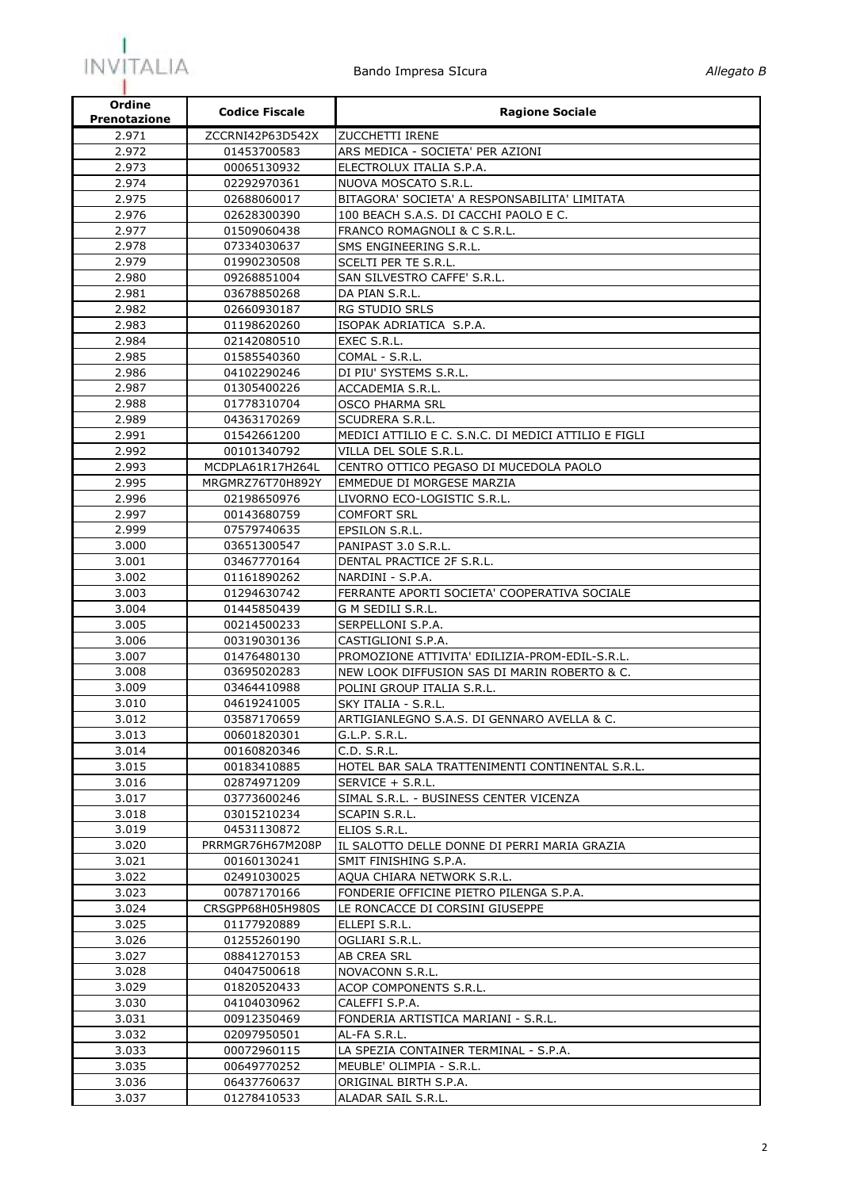| Ordine Prenotazione | Codice Fiscale | Ragione Sociale |
|---|---|---|
| 2.971 | ZCCRNI42P63D542X | ZUCCHETTI IRENE |
| 2.972 | 01453700583 | ARS MEDICA - SOCIETA' PER AZIONI |
| 2.973 | 00065130932 | ELECTROLUX ITALIA S.P.A. |
| 2.974 | 02292970361 | NUOVA MOSCATO S.R.L. |
| 2.975 | 02688060017 | BITAGORA' SOCIETA' A RESPONSABILITA' LIMITATA |
| 2.976 | 02628300390 | 100 BEACH S.A.S. DI CACCHI PAOLO E C. |
| 2.977 | 01509060438 | FRANCO ROMAGNOLI & C S.R.L. |
| 2.978 | 07334030637 | SMS ENGINEERING S.R.L. |
| 2.979 | 01990230508 | SCELTI PER TE S.R.L. |
| 2.980 | 09268851004 | SAN SILVESTRO CAFFE' S.R.L. |
| 2.981 | 03678850268 | DA PIAN S.R.L. |
| 2.982 | 02660930187 | RG STUDIO SRLS |
| 2.983 | 01198620260 | ISOPAK ADRIATICA S.P.A. |
| 2.984 | 02142080510 | EXEC S.R.L. |
| 2.985 | 01585540360 | COMAL - S.R.L. |
| 2.986 | 04102290246 | DI PIU' SYSTEMS S.R.L. |
| 2.987 | 01305400226 | ACCADEMIA S.R.L. |
| 2.988 | 01778310704 | OSCO PHARMA SRL |
| 2.989 | 04363170269 | SCUDRERA S.R.L. |
| 2.991 | 01542661200 | MEDICI ATTILIO E C. S.N.C. DI MEDICI ATTILIO E FIGLI |
| 2.992 | 00101340792 | VILLA DEL SOLE S.R.L. |
| 2.993 | MCDPLA61R17H264L | CENTRO OTTICO PEGASO DI MUCEDOLA PAOLO |
| 2.995 | MRGMRZ76T70H892Y | EMMEDUE DI MORGESE MARZIA |
| 2.996 | 02198650976 | LIVORNO ECO-LOGISTIC S.R.L. |
| 2.997 | 00143680759 | COMFORT SRL |
| 2.999 | 07579740635 | EPSILON S.R.L. |
| 3.000 | 03651300547 | PANIPAST 3.0 S.R.L. |
| 3.001 | 03467770164 | DENTAL PRACTICE 2F S.R.L. |
| 3.002 | 01161890262 | NARDINI - S.P.A. |
| 3.003 | 01294630742 | FERRANTE APORTI SOCIETA' COOPERATIVA SOCIALE |
| 3.004 | 01445850439 | G M SEDILI S.R.L. |
| 3.005 | 00214500233 | SERPELLONI S.P.A. |
| 3.006 | 00319030136 | CASTIGLIONI S.P.A. |
| 3.007 | 01476480130 | PROMOZIONE ATTIVITA' EDILIZIA-PROM-EDIL-S.R.L. |
| 3.008 | 03695020283 | NEW LOOK DIFFUSION SAS DI MARIN ROBERTO & C. |
| 3.009 | 03464410988 | POLINI GROUP ITALIA S.R.L. |
| 3.010 | 04619241005 | SKY ITALIA - S.R.L. |
| 3.012 | 03587170659 | ARTIGIANLEGNO S.A.S. DI GENNARO AVELLA & C. |
| 3.013 | 00601820301 | G.L.P. S.R.L. |
| 3.014 | 00160820346 | C.D. S.R.L. |
| 3.015 | 00183410885 | HOTEL BAR SALA TRATTENIMENTI CONTINENTAL S.R.L. |
| 3.016 | 02874971209 | SERVICE + S.R.L. |
| 3.017 | 03773600246 | SIMAL S.R.L. - BUSINESS CENTER VICENZA |
| 3.018 | 03015210234 | SCAPIN S.R.L. |
| 3.019 | 04531130872 | ELIOS S.R.L. |
| 3.020 | PRRMGR76H67M208P | IL SALOTTO DELLE DONNE DI PERRI MARIA GRAZIA |
| 3.021 | 00160130241 | SMIT FINISHING S.P.A. |
| 3.022 | 02491030025 | AQUA CHIARA NETWORK S.R.L. |
| 3.023 | 00787170166 | FONDERIE OFFICINE PIETRO PILENGA S.P.A. |
| 3.024 | CRSGPP68H05H980S | LE RONCACCE DI CORSINI GIUSEPPE |
| 3.025 | 01177920889 | ELLEPI S.R.L. |
| 3.026 | 01255260190 | OGLIARI S.R.L. |
| 3.027 | 08841270153 | AB CREA SRL |
| 3.028 | 04047500618 | NOVACONN S.R.L. |
| 3.029 | 01820520433 | ACOP COMPONENTS S.R.L. |
| 3.030 | 04104030962 | CALEFFI S.P.A. |
| 3.031 | 00912350469 | FONDERIA ARTISTICA MARIANI - S.R.L. |
| 3.032 | 02097950501 | AL-FA S.R.L. |
| 3.033 | 00072960115 | LA SPEZIA CONTAINER TERMINAL - S.P.A. |
| 3.035 | 00649770252 | MEUBLE' OLIMPIA - S.R.L. |
| 3.036 | 06437760637 | ORIGINAL BIRTH S.P.A. |
| 3.037 | 01278410533 | ALADAR SAIL S.R.L. |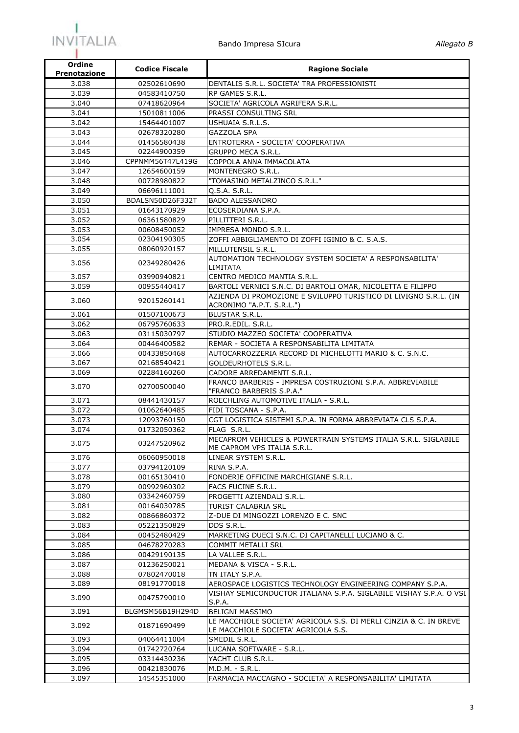| Ordine Prenotazione | Codice Fiscale | Ragione Sociale |
|---|---|---|
| 3.038 | 02502610690 | DENTALIS S.R.L. SOCIETA' TRA PROFESSIONISTI |
| 3.039 | 04583410750 | RP GAMES S.R.L. |
| 3.040 | 07418620964 | SOCIETA' AGRICOLA AGRIFERA S.R.L. |
| 3.041 | 15010811006 | PRASSI CONSULTING SRL |
| 3.042 | 15464401007 | USHUAIA S.R.L.S. |
| 3.043 | 02678320280 | GAZZOLA SPA |
| 3.044 | 01456580438 | ENTROTERRA - SOCIETA' COOPERATIVA |
| 3.045 | 02244900359 | GRUPPO MECA S.R.L. |
| 3.046 | CPPNMM56T47L419G | COPPOLA ANNA IMMACOLATA |
| 3.047 | 12654600159 | MONTENEGRO S.R.L. |
| 3.048 | 00728980822 | "TOMASINO METALZINCO S.R.L." |
| 3.049 | 06696111001 | Q.S.A. S.R.L. |
| 3.050 | BDALSN50D26F332T | BADO ALESSANDRO |
| 3.051 | 01643170929 | ECOSERDIANA S.P.A. |
| 3.052 | 06361580829 | PILLITTERI S.R.L. |
| 3.053 | 00608450052 | IMPRESA MONDO S.R.L. |
| 3.054 | 02304190305 | ZOFFI ABBIGLIAMENTO DI ZOFFI IGINIO & C. S.A.S. |
| 3.055 | 08060920157 | MILLUTENSIL S.R.L. |
| 3.056 | 02349280426 | AUTOMATION TECHNOLOGY SYSTEM SOCIETA' A RESPONSABILITA' LIMITATA |
| 3.057 | 03990940821 | CENTRO MEDICO MANTIA S.R.L. |
| 3.059 | 00955440417 | BARTOLI VERNICI S.N.C. DI BARTOLI OMAR, NICOLETTA E FILIPPO |
| 3.060 | 92015260141 | AZIENDA DI PROMOZIONE E SVILUPPO TURISTICO DI LIVIGNO S.R.L. (IN ACRONIMO "A.P.T. S.R.L.") |
| 3.061 | 01507100673 | BLUSTAR S.R.L. |
| 3.062 | 06795760633 | PRO.R.EDIL. S.R.L. |
| 3.063 | 03115030797 | STUDIO MAZZEO SOCIETA' COOPERATIVA |
| 3.064 | 00446400582 | REMAR - SOCIETA A RESPONSABILITA LIMITATA |
| 3.066 | 00433850468 | AUTOCARROZZERIA RECORD DI MICHELOTTI MARIO & C. S.N.C. |
| 3.067 | 02168540421 | GOLDEURHOTELS S.R.L. |
| 3.069 | 02284160260 | CADORE ARREDAMENTI S.R.L. |
| 3.070 | 02700500040 | FRANCO BARBERIS - IMPRESA COSTRUZIONI S.P.A. ABBREVIABILE "FRANCO BARBERIS S.P.A." |
| 3.071 | 08441430157 | ROECHLING AUTOMOTIVE ITALIA - S.R.L. |
| 3.072 | 01062640485 | FIDI TOSCANA - S.P.A. |
| 3.073 | 12093760150 | CGT LOGISTICA SISTEMI S.P.A. IN FORMA ABBREVIATA CLS S.P.A. |
| 3.074 | 01732050362 | FLAG S.R.L. |
| 3.075 | 03247520962 | MECAPROM VEHICLES & POWERTRAIN SYSTEMS ITALIA S.R.L. SIGLABILE ME CAPROM VPS ITALIA S.R.L. |
| 3.076 | 06060950018 | LINEAR SYSTEM S.R.L. |
| 3.077 | 03794120109 | RINA S.P.A. |
| 3.078 | 00165130410 | FONDERIE OFFICINE MARCHIGIANE S.R.L. |
| 3.079 | 00992960302 | FACS FUCINE S.R.L. |
| 3.080 | 03342460759 | PROGETTI AZIENDALI S.R.L. |
| 3.081 | 00164030785 | TURIST CALABRIA SRL |
| 3.082 | 00866860372 | Z-DUE DI MINGOZZI LORENZO E C. SNC |
| 3.083 | 05221350829 | DDS S.R.L. |
| 3.084 | 00452480429 | MARKETING DUECI S.N.C. DI CAPITANELLI LUCIANO & C. |
| 3.085 | 04678270283 | COMMIT METALLI SRL |
| 3.086 | 00429190135 | LA VALLEE S.R.L. |
| 3.087 | 01236250021 | MEDANA & VISCA - S.R.L. |
| 3.088 | 07802470018 | TN ITALY S.P.A. |
| 3.089 | 08191770018 | AEROSPACE LOGISTICS TECHNOLOGY ENGINEERING COMPANY S.P.A. |
| 3.090 | 00475790010 | VISHAY SEMICONDUCTOR ITALIANA S.P.A. SIGLABILE VISHAY S.P.A. O VSI S.P.A. |
| 3.091 | BLGMSM56B19H294D | BELIGNI MASSIMO |
| 3.092 | 01871690499 | LE MACCHIOLE SOCIETA' AGRICOLA S.S. DI MERLI CINZIA & C. IN BREVE LE MACCHIOLE SOCIETA' AGRICOLA S.S. |
| 3.093 | 04064411004 | SMEDIL S.R.L. |
| 3.094 | 01742720764 | LUCANA SOFTWARE - S.R.L. |
| 3.095 | 03314430236 | YACHT CLUB S.R.L. |
| 3.096 | 00421830076 | M.D.M. - S.R.L. |
| 3.097 | 14545351000 | FARMACIA MACCAGNO - SOCIETA' A RESPONSABILITA' LIMITATA |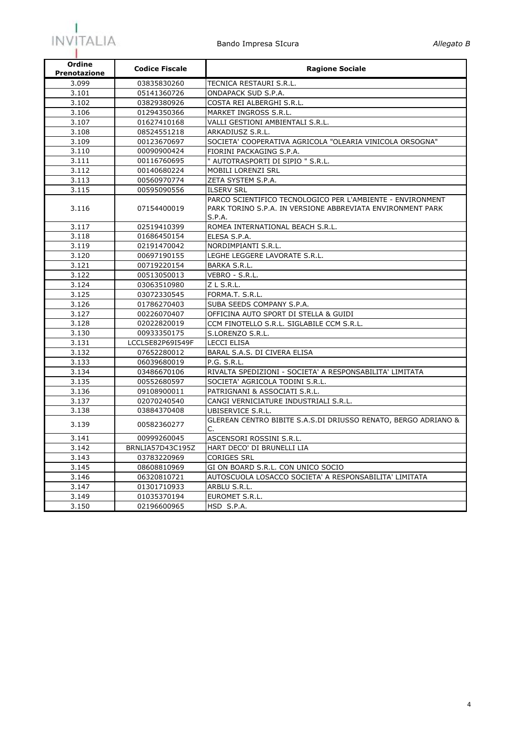| Ordine Prenotazione | Codice Fiscale | Ragione Sociale |
|---|---|---|
| 3.099 | 03835830260 | TECNICA RESTAURI S.R.L. |
| 3.101 | 05141360726 | ONDAPACK SUD S.P.A. |
| 3.102 | 03829380926 | COSTA REI ALBERGHI S.R.L. |
| 3.106 | 01294350366 | MARKET INGROSS S.R.L. |
| 3.107 | 01627410168 | VALLI GESTIONI AMBIENTALI S.R.L. |
| 3.108 | 08524551218 | ARKADIUSZ S.R.L. |
| 3.109 | 00123670697 | SOCIETA' COOPERATIVA AGRICOLA "OLEARIA VINICOLA ORSOGNA" |
| 3.110 | 00090900424 | FIORINI PACKAGING S.P.A. |
| 3.111 | 00116760695 | " AUTOTRASPORTI DI SIPIO " S.R.L. |
| 3.112 | 00140680224 | MOBILI LORENZI SRL |
| 3.113 | 00560970774 | ZETA SYSTEM S.P.A. |
| 3.115 | 00595090556 | ILSERV SRL |
| 3.116 | 07154400019 | PARCO SCIENTIFICO TECNOLOGICO PER L'AMBIENTE - ENVIRONMENT PARK TORINO S.P.A. IN VERSIONE ABBREVIATA ENVIRONMENT PARK S.P.A. |
| 3.117 | 02519410399 | ROMEA INTERNATIONAL BEACH S.R.L. |
| 3.118 | 01686450154 | ELESA S.P.A. |
| 3.119 | 02191470042 | NORDIMPIANTI S.R.L. |
| 3.120 | 00697190155 | LEGHE LEGGERE LAVORATE S.R.L. |
| 3.121 | 00719220154 | BARKA S.R.L. |
| 3.122 | 00513050013 | VEBRO - S.R.L. |
| 3.124 | 03063510980 | Z L S.R.L. |
| 3.125 | 03072330545 | FORMA.T. S.R.L. |
| 3.126 | 01786270403 | SUBA SEEDS COMPANY S.P.A. |
| 3.127 | 00226070407 | OFFICINA AUTO SPORT DI STELLA & GUIDI |
| 3.128 | 02022820019 | CCM FINOTELLO S.R.L. SIGLABILE CCM S.R.L. |
| 3.130 | 00933350175 | S.LORENZO S.R.L. |
| 3.131 | LCCLSE82P69I549F | LECCI ELISA |
| 3.132 | 07652280012 | BARAL S.A.S. DI CIVERA ELISA |
| 3.133 | 06039680019 | P.G. S.R.L. |
| 3.134 | 03486670106 | RIVALTA SPEDIZIONI - SOCIETA' A RESPONSABILITA' LIMITATA |
| 3.135 | 00552680597 | SOCIETA' AGRICOLA TODINI S.R.L. |
| 3.136 | 09108900011 | PATRIGNANI & ASSOCIATI S.R.L. |
| 3.137 | 02070240540 | CANGI VERNICIATURE INDUSTRIALI S.R.L. |
| 3.138 | 03884370408 | UBISERVICE S.R.L. |
| 3.139 | 00582360277 | GLEREAN CENTRO BIBITE S.A.S.DI DRIUSSO RENATO, BERGO ADRIANO & C. |
| 3.141 | 00999260045 | ASCENSORI ROSSINI S.R.L. |
| 3.142 | BRNLIA57D43C195Z | HART DECO' DI BRUNELLI LIA |
| 3.143 | 03783220969 | CORIGES SRL |
| 3.145 | 08608810969 | GI ON BOARD S.R.L. CON UNICO SOCIO |
| 3.146 | 06320810721 | AUTOSCUOLA LOSACCO SOCIETA' A RESPONSABILITA' LIMITATA |
| 3.147 | 01301710933 | ARBLU S.R.L. |
| 3.149 | 01035370194 | EUROMET S.R.L. |
| 3.150 | 02196600965 | HSD S.P.A. |